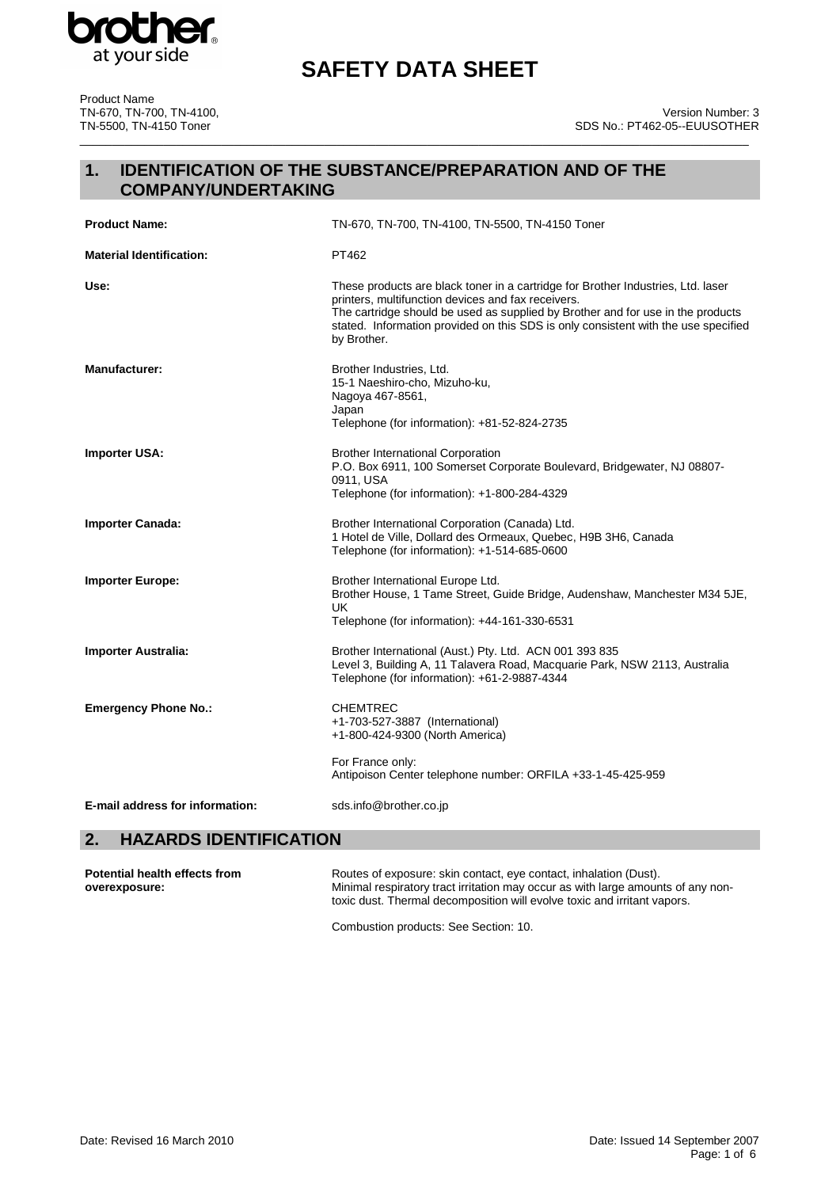# SAFETY DATA SHEET

Product Name
TN-670, TN-700, TN-4100, TN-5500, TN-4150 Toner

Version Number: 3
SDS No.: PT462-05--EUUSOTHER

## 1. IDENTIFICATION OF THE SUBSTANCE/PREPARATION AND OF THE COMPANY/UNDERTAKING

| | |
|---|---|
| **Product Name:** | TN-670, TN-700, TN-4100, TN-5500, TN-4150 Toner |
| **Material Identification:** | PT462 |
| **Use:** | These products are black toner in a cartridge for Brother Industries, Ltd. laser printers, multifunction devices and fax receivers. The cartridge should be used as supplied by Brother and for use in the products stated. Information provided on this SDS is only consistent with the use specified by Brother. |
| **Manufacturer:** | Brother Industries, Ltd.<br>15-1 Naeshiro-cho, Mizuho-ku,<br>Nagoya 467-8561,<br>Japan<br>Telephone (for information): +81-52-824-2735 |
| **Importer USA:** | Brother International Corporation<br>P.O. Box 6911, 100 Somerset Corporate Boulevard, Bridgewater, NJ 08807-0911, USA<br>Telephone (for information): +1-800-284-4329 |
| **Importer Canada:** | Brother International Corporation (Canada) Ltd.<br>1 Hotel de Ville, Dollard des Ormeaux, Quebec, H9B 3H6, Canada<br>Telephone (for information): +1-514-685-0600 |
| **Importer Europe:** | Brother International Europe Ltd.<br>Brother House, 1 Tame Street, Guide Bridge, Audenshaw, Manchester M34 5JE, UK<br>Telephone (for information): +44-161-330-6531 |
| **Importer Australia:** | Brother International (Aust.) Pty. Ltd. ACN 001 393 835<br>Level 3, Building A, 11 Talavera Road, Macquarie Park, NSW 2113, Australia<br>Telephone (for information): +61-2-9887-4344 |
| **Emergency Phone No.:** | CHEMTREC<br>+1-703-527-3887 (International)<br>+1-800-424-9300 (North America)<br><br>For France only:<br>Antipoison Center telephone number: ORFILA +33-1-45-425-959 |
| **E-mail address for information:** | sds.info@brother.co.jp |

## 2. HAZARDS IDENTIFICATION

| | |
|---|---|
| **Potential health effects from overexposure:** | Routes of exposure: skin contact, eye contact, inhalation (Dust).<br>Minimal respiratory tract irritation may occur as with large amounts of any non-toxic dust. Thermal decomposition will evolve toxic and irritant vapors.<br><br>Combustion products: See Section: 10. |

Date: Revised 16 March 2010

Date: Issued 14 September 2007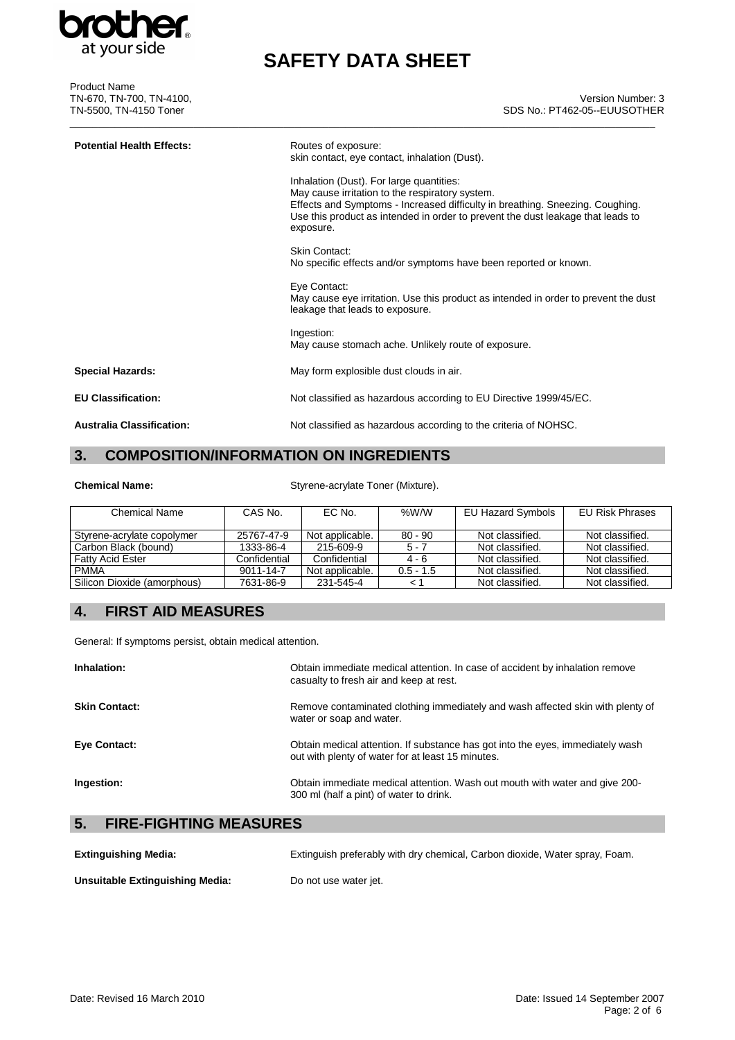**Potential Health Effects:**

Routes of exposure:
skin contact, eye contact, inhalation (Dust).

Inhalation (Dust). For large quantities:
May cause irritation to the respiratory system.
Effects and Symptoms - Increased difficulty in breathing. Sneezing. Coughing.
Use this product as intended in order to prevent the dust leakage that leads to exposure.

Skin Contact:
No specific effects and/or symptoms have been reported or known.

Eye Contact:
May cause eye irritation. Use this product as intended in order to prevent the dust leakage that leads to exposure.

Ingestion:
May cause stomach ache. Unlikely route of exposure.

**Special Hazards:** May form explosible dust clouds in air.

**EU Classification:** Not classified as hazardous according to EU Directive 1999/45/EC.

**Australia Classification:** Not classified as hazardous according to the criteria of NOHSC.

## 3. COMPOSITION/INFORMATION ON INGREDIENTS

**Chemical Name:** Styrene-acrylate Toner (Mixture).

| Chemical Name | CAS No. | EC No. | %W/W | EU Hazard Symbols | EU Risk Phrases |
|---|---|---|---|---|---|
| Styrene-acrylate copolymer | 25767-47-9 | Not applicable. | 80 - 90 | Not classified. | Not classified. |
| Carbon Black (bound) | 1333-86-4 | 215-609-9 | 5 - 7 | Not classified. | Not classified. |
| Fatty Acid Ester | Confidential | Confidential | 4 - 6 | Not classified. | Not classified. |
| PMMA | 9011-14-7 | Not applicable. | 0.5 - 1.5 | Not classified. | Not classified. |
| Silicon Dioxide (amorphous) | 7631-86-9 | 231-545-4 | < 1 | Not classified. | Not classified. |

## 4. FIRST AID MEASURES

General: If symptoms persist, obtain medical attention.

**Inhalation:** Obtain immediate medical attention. In case of accident by inhalation remove casualty to fresh air and keep at rest.

**Skin Contact:** Remove contaminated clothing immediately and wash affected skin with plenty of water or soap and water.

**Eye Contact:** Obtain medical attention. If substance has got into the eyes, immediately wash out with plenty of water for at least 15 minutes.

**Ingestion:** Obtain immediate medical attention. Wash out mouth with water and give 200-300 ml (half a pint) of water to drink.

## 5. FIRE-FIGHTING MEASURES

**Extinguishing Media:** Extinguish preferably with dry chemical, Carbon dioxide, Water spray, Foam.

**Unsuitable Extinguishing Media:** Do not use water jet.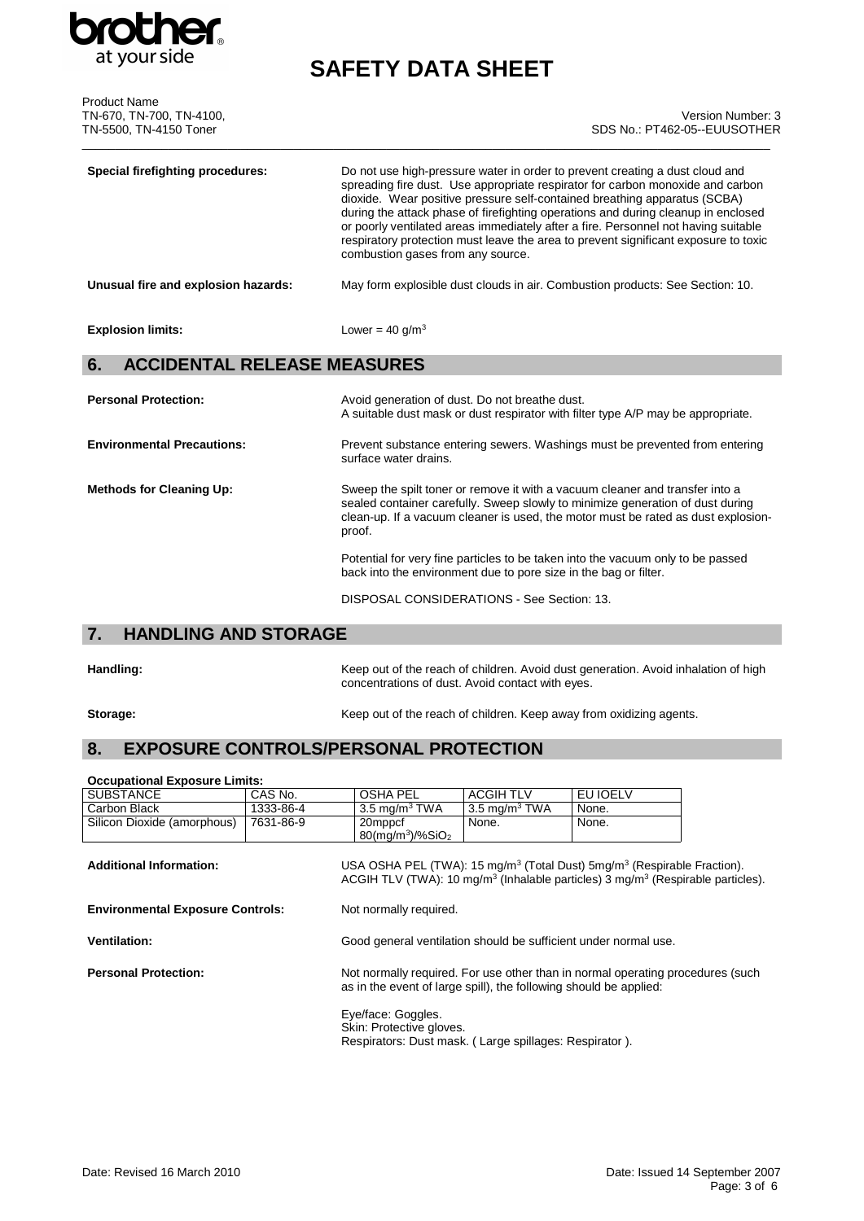**Special firefighting procedures:** Do not use high-pressure water in order to prevent creating a dust cloud and spreading fire dust. Use appropriate respirator for carbon monoxide and carbon dioxide. Wear positive pressure self-contained breathing apparatus (SCBA) during the attack phase of firefighting operations and during cleanup in enclosed or poorly ventilated areas immediately after a fire. Personnel not having suitable respiratory protection must leave the area to prevent significant exposure to toxic combustion gases from any source.

**Unusual fire and explosion hazards:** May form explosible dust clouds in air. Combustion products: See Section: 10.

**Explosion limits:** Lower = 40 g/m$^3$

## 6. ACCIDENTAL RELEASE MEASURES

**Personal Protection:** Avoid generation of dust. Do not breathe dust. A suitable dust mask or dust respirator with filter type A/P may be appropriate.

**Environmental Precautions:** Prevent substance entering sewers. Washings must be prevented from entering surface water drains.

**Methods for Cleaning Up:** Sweep the spilt toner or remove it with a vacuum cleaner and transfer into a sealed container carefully. Sweep slowly to minimize generation of dust during clean-up. If a vacuum cleaner is used, the motor must be rated as dust explosion-proof.

Potential for very fine particles to be taken into the vacuum only to be passed back into the environment due to pore size in the bag or filter.

DISPOSAL CONSIDERATIONS - See Section: 13.

## 7. HANDLING AND STORAGE

**Handling:** Keep out of the reach of children. Avoid dust generation. Avoid inhalation of high concentrations of dust. Avoid contact with eyes.

**Storage:** Keep out of the reach of children. Keep away from oxidizing agents.

## 8. EXPOSURE CONTROLS/PERSONAL PROTECTION

**Occupational Exposure Limits:**

| SUBSTANCE | CAS No. | OSHA PEL | ACGIH TLV | EU IOELV |
|---|---|---|---|---|
| Carbon Black | 1333-86-4 | 3.5 mg/m$^3$ TWA | 3.5 mg/m$^3$ TWA | None. |
| Silicon Dioxide (amorphous) | 7631-86-9 | 20mppcf 80(mg/m$^3$)/%$SiO_2$ | None. | None. |

**Additional Information:** USA OSHA PEL (TWA): 15 mg/m$^3$ (Total Dust) 5mg/m$^3$ (Respirable Fraction). ACGIH TLV (TWA): 10 mg/m$^3$ (Inhalable particles) 3 mg/m$^3$ (Respirable particles).

**Environmental Exposure Controls:** Not normally required.

**Ventilation:** Good general ventilation should be sufficient under normal use.

**Personal Protection:** Not normally required. For use other than in normal operating procedures (such as in the event of large spill), the following should be applied:

Eye/face: Goggles.
Skin: Protective gloves.
Respirators: Dust mask. ( Large spillages: Respirator ).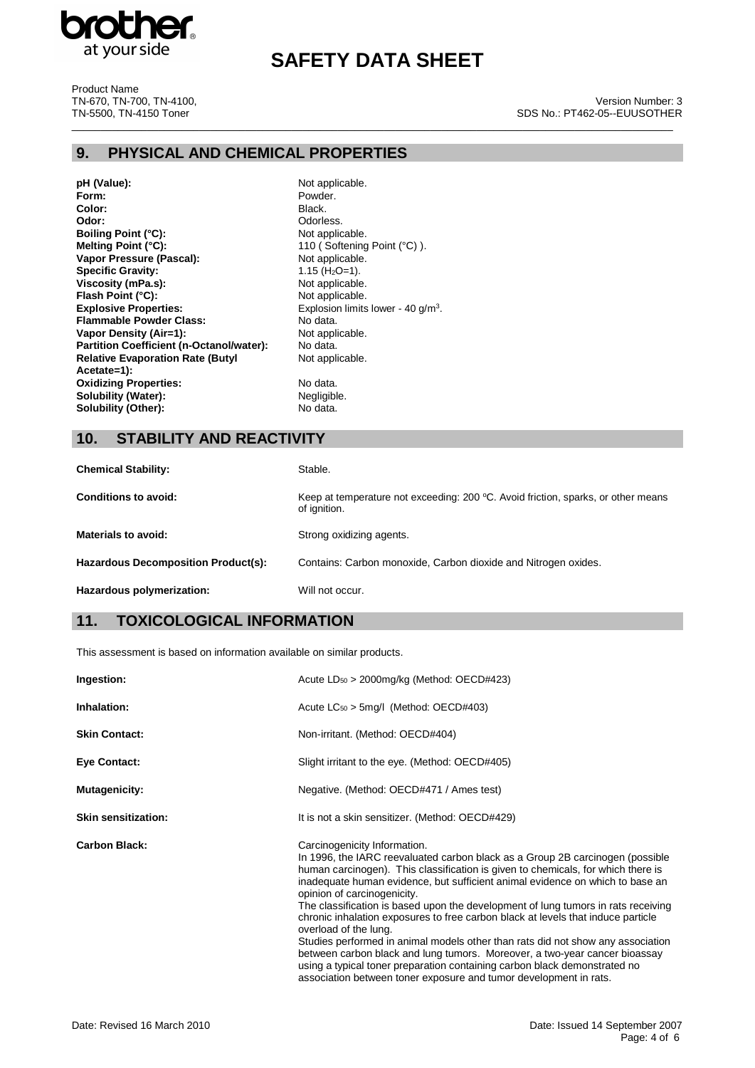## 9. PHYSICAL AND CHEMICAL PROPERTIES

| | |
|---|---|
| **pH (Value):** | Not applicable. |
| **Form:** | Powder. |
| **Color:** | Black. |
| **Odor:** | Odorless. |
| **Boiling Point (°C):** | Not applicable. |
| **Melting Point (°C):** | 110 ( Softening Point (°C) ). |
| **Vapor Pressure (Pascal):** | Not applicable. |
| **Specific Gravity:** | 1.15 ($H_2O$=1). |
| **Viscosity (mPa.s):** | Not applicable. |
| **Flash Point (°C):** | Not applicable. |
| **Explosive Properties:** | Explosion limits lower - 40 $g/m^3$. |
| **Flammable Powder Class:** | No data. |
| **Vapor Density (Air=1):** | Not applicable. |
| **Partition Coefficient (n-Octanol/water):** | No data. |
| **Relative Evaporation Rate (Butyl Acetate=1):** | Not applicable. |
| **Oxidizing Properties:** | No data. |
| **Solubility (Water):** | Negligible. |
| **Solubility (Other):** | No data. |

## 10. STABILITY AND REACTIVITY

| | |
|---|---|
| **Chemical Stability:** | Stable. |
| **Conditions to avoid:** | Keep at temperature not exceeding: 200 ºC. Avoid friction, sparks, or other means of ignition. |
| **Materials to avoid:** | Strong oxidizing agents. |
| **Hazardous Decomposition Product(s):** | Contains: Carbon monoxide, Carbon dioxide and Nitrogen oxides. |
| **Hazardous polymerization:** | Will not occur. |

## 11. TOXICOLOGICAL INFORMATION

This assessment is based on information available on similar products.

| | |
|---|---|
| **Ingestion:** | Acute $LD_{50}$ > 2000mg/kg (Method: OECD#423) |
| **Inhalation:** | Acute $LC_{50}$ > 5mg/l (Method: OECD#403) |
| **Skin Contact:** | Non-irritant. (Method: OECD#404) |
| **Eye Contact:** | Slight irritant to the eye. (Method: OECD#405) |
| **Mutagenicity:** | Negative. (Method: OECD#471 / Ames test) |
| **Skin sensitization:** | It is not a skin sensitizer. (Method: OECD#429) |
| **Carbon Black:** | Carcinogenicity Information. In 1996, the IARC reevaluated carbon black as a Group 2B carcinogen (possible human carcinogen). This classification is given to chemicals, for which there is inadequate human evidence, but sufficient animal evidence on which to base an opinion of carcinogenicity. The classification is based upon the development of lung tumors in rats receiving chronic inhalation exposures to free carbon black at levels that induce particle overload of the lung. Studies performed in animal models other than rats did not show any association between carbon black and lung tumors. Moreover, a two-year cancer bioassay using a typical toner preparation containing carbon black demonstrated no association between toner exposure and tumor development in rats. |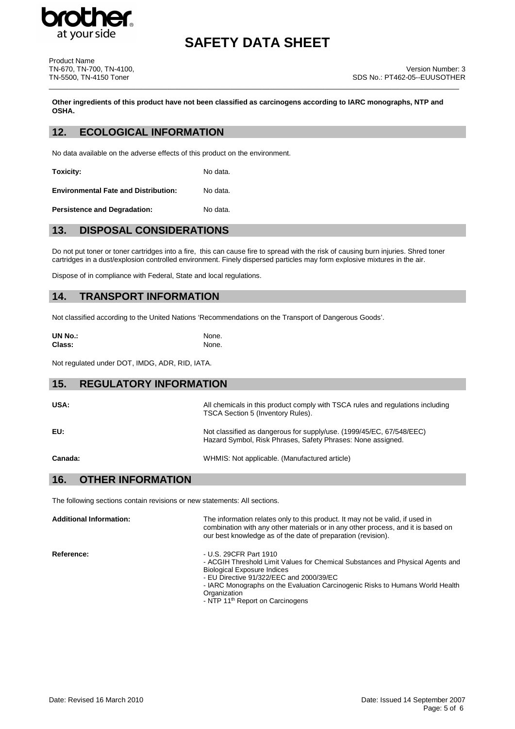**Other ingredients of this product have not been classified as carcinogens according to IARC monographs, NTP and OSHA.**

## 12. ECOLOGICAL INFORMATION

No data available on the adverse effects of this product on the environment.

**Toxicity:** No data.

**Environmental Fate and Distribution:** No data.

**Persistence and Degradation:** No data.

## 13. DISPOSAL CONSIDERATIONS

Do not put toner or toner cartridges into a fire, this can cause fire to spread with the risk of causing burn injuries. Shred toner cartridges in a dust/explosion controlled environment. Finely dispersed particles may form explosive mixtures in the air.

Dispose of in compliance with Federal, State and local regulations.

## 14. TRANSPORT INFORMATION

Not classified according to the United Nations 'Recommendations on the Transport of Dangerous Goods'.

**UN No.:** None.
**Class:** None.

Not regulated under DOT, IMDG, ADR, RID, IATA.

## 15. REGULATORY INFORMATION

**USA:** All chemicals in this product comply with TSCA rules and regulations including TSCA Section 5 (Inventory Rules).

**EU:** Not classified as dangerous for supply/use. (1999/45/EC, 67/548/EEC) Hazard Symbol, Risk Phrases, Safety Phrases: None assigned.

**Canada:** WHMIS: Not applicable. (Manufactured article)

## 16. OTHER INFORMATION

The following sections contain revisions or new statements: All sections.

**Additional Information:** The information relates only to this product. It may not be valid, if used in combination with any other materials or in any other process, and it is based on our best knowledge as of the date of preparation (revision).

**Reference:**
- U.S. 29CFR Part 1910
- ACGIH Threshold Limit Values for Chemical Substances and Physical Agents and Biological Exposure Indices
- EU Directive 91/322/EEC and 2000/39/EC
- IARC Monographs on the Evaluation Carcinogenic Risks to Humans World Health Organization
- NTP 11th Report on Carcinogens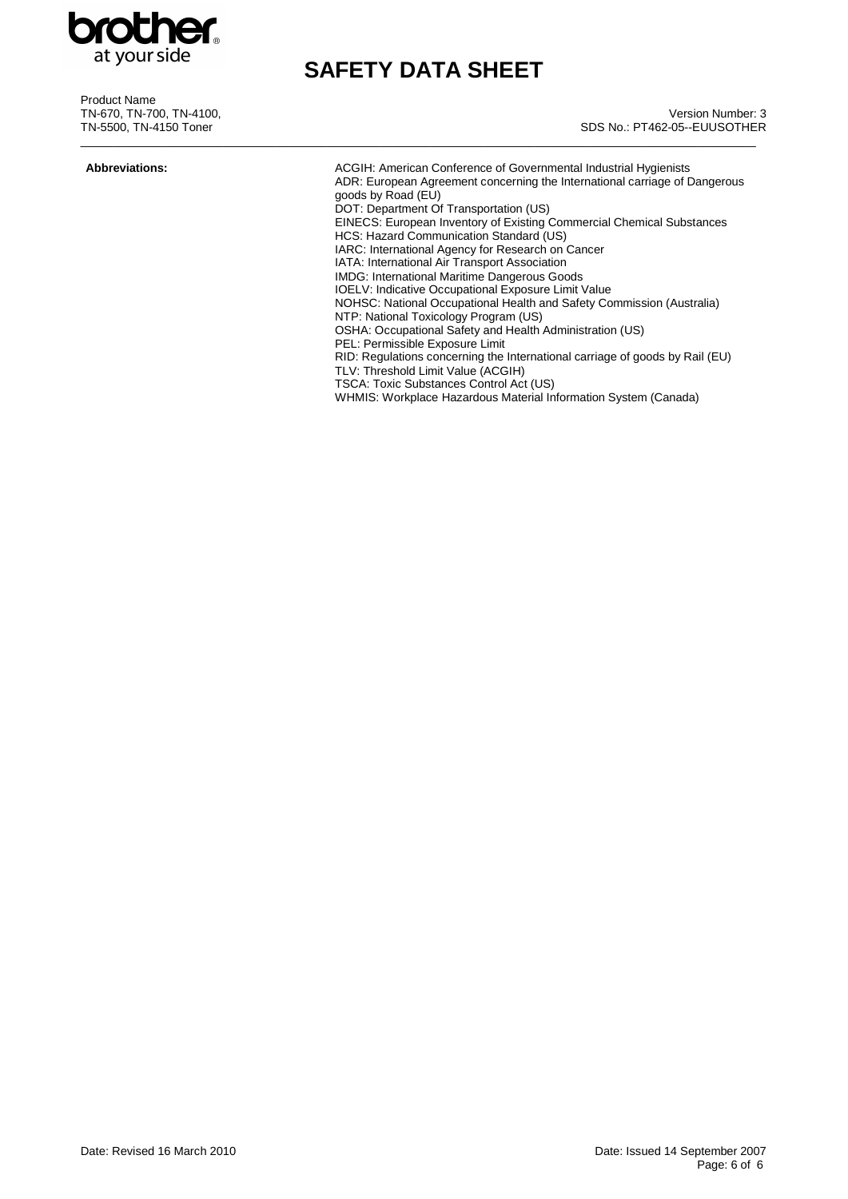**Abbreviations:**

ACGIH: American Conference of Governmental Industrial Hygienists
ADR: European Agreement concerning the International carriage of Dangerous goods by Road (EU)
DOT: Department Of Transportation (US)
EINECS: European Inventory of Existing Commercial Chemical Substances
HCS: Hazard Communication Standard (US)
IARC: International Agency for Research on Cancer
IATA: International Air Transport Association
IMDG: International Maritime Dangerous Goods
IOELV: Indicative Occupational Exposure Limit Value
NOHSC: National Occupational Health and Safety Commission (Australia)
NTP: National Toxicology Program (US)
OSHA: Occupational Safety and Health Administration (US)
PEL: Permissible Exposure Limit
RID: Regulations concerning the International carriage of goods by Rail (EU)
TLV: Threshold Limit Value (ACGIH)
TSCA: Toxic Substances Control Act (US)
WHMIS: Workplace Hazardous Material Information System (Canada)